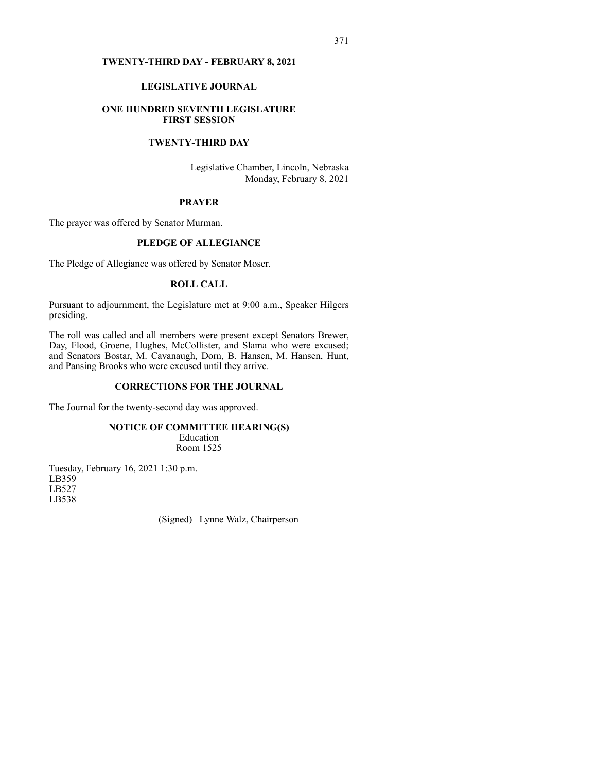# TWENTY-THIRD DAY - FEBRUARY 8, 2021

## LEGISLATIVE JOURNAL

## ONE HUNDRED SEVENTH LEGISLATURE
## FIRST SESSION

## TWENTY-THIRD DAY

Legislative Chamber, Lincoln, Nebraska
Monday, February 8, 2021

### PRAYER

The prayer was offered by Senator Murman.

### PLEDGE OF ALLEGIANCE

The Pledge of Allegiance was offered by Senator Moser.

### ROLL CALL

Pursuant to adjournment, the Legislature met at 9:00 a.m., Speaker Hilgers presiding.

The roll was called and all members were present except Senators Brewer, Day, Flood, Groene, Hughes, McCollister, and Slama who were excused; and Senators Bostar, M. Cavanaugh, Dorn, B. Hansen, M. Hansen, Hunt, and Pansing Brooks who were excused until they arrive.

### CORRECTIONS FOR THE JOURNAL

The Journal for the twenty-second day was approved.

### NOTICE OF COMMITTEE HEARING(S)

Education
Room 1525

Tuesday, February 16, 2021 1:30 p.m.
LB359
LB527
LB538

(Signed) Lynne Walz, Chairperson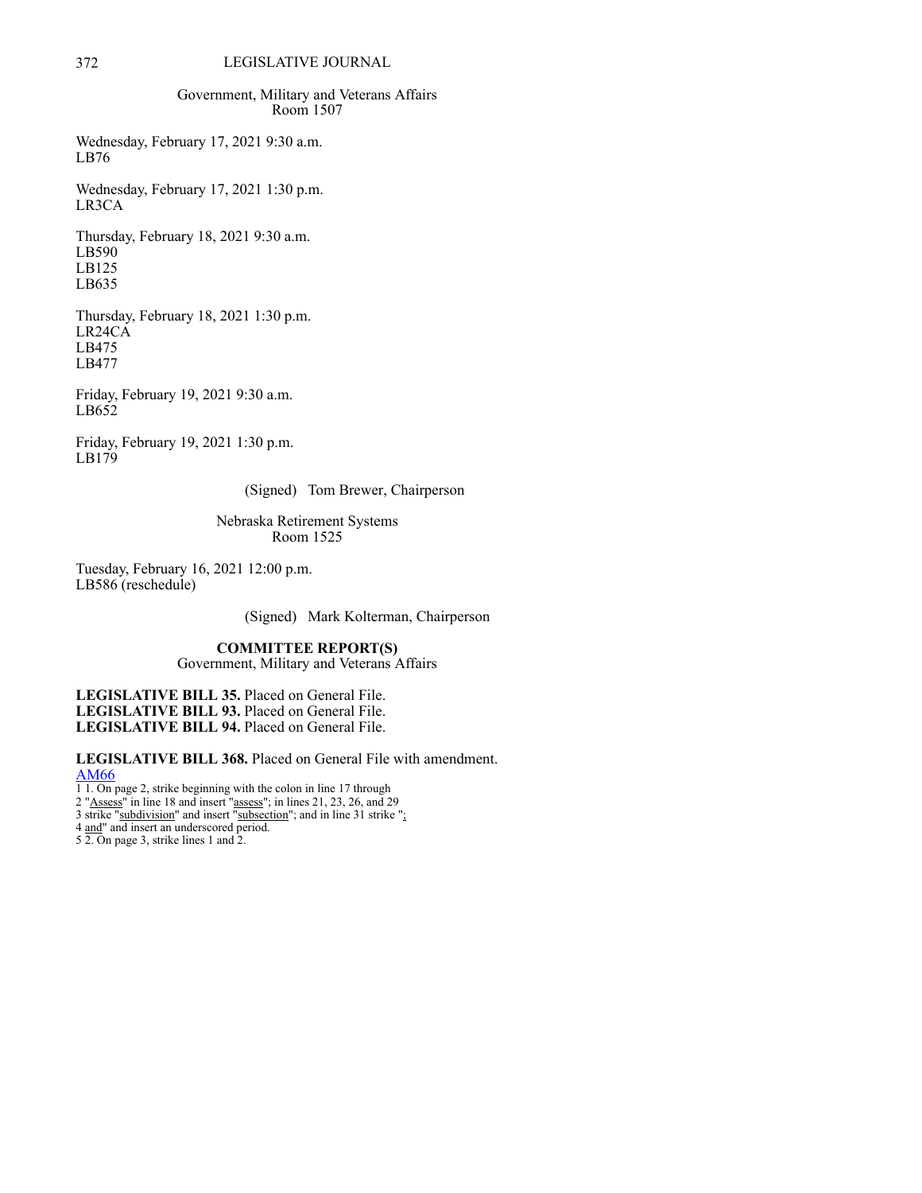Government, Military and Veterans Affairs
Room 1507

Wednesday, February 17, 2021 9:30 a.m.
LB76

Wednesday, February 17, 2021 1:30 p.m.
LR3CA

Thursday, February 18, 2021 9:30 a.m.
LB590
LB125
LB635

Thursday, February 18, 2021 1:30 p.m.
LR24CA
LB475
LB477

Friday, February 19, 2021 9:30 a.m.
LB652

Friday, February 19, 2021 1:30 p.m.
LB179

(Signed) Tom Brewer, Chairperson

Nebraska Retirement Systems
Room 1525

Tuesday, February 16, 2021 12:00 p.m.
LB586 (reschedule)

(Signed) Mark Kolterman, Chairperson

## COMMITTEE REPORT(S)

Government, Military and Veterans Affairs

**LEGISLATIVE BILL 35.** Placed on General File.
**LEGISLATIVE BILL 93.** Placed on General File.
**LEGISLATIVE BILL 94.** Placed on General File.

**LEGISLATIVE BILL 368.** Placed on General File with amendment.
AM66
1 1. On page 2, strike beginning with the colon in line 17 through
2 "Assess" in line 18 and insert "assess"; in lines 21, 23, 26, and 29
3 strike "subdivision" and insert "subsection"; and in line 31 strike ";
4 and" and insert an underscored period.
5 2. On page 3, strike lines 1 and 2.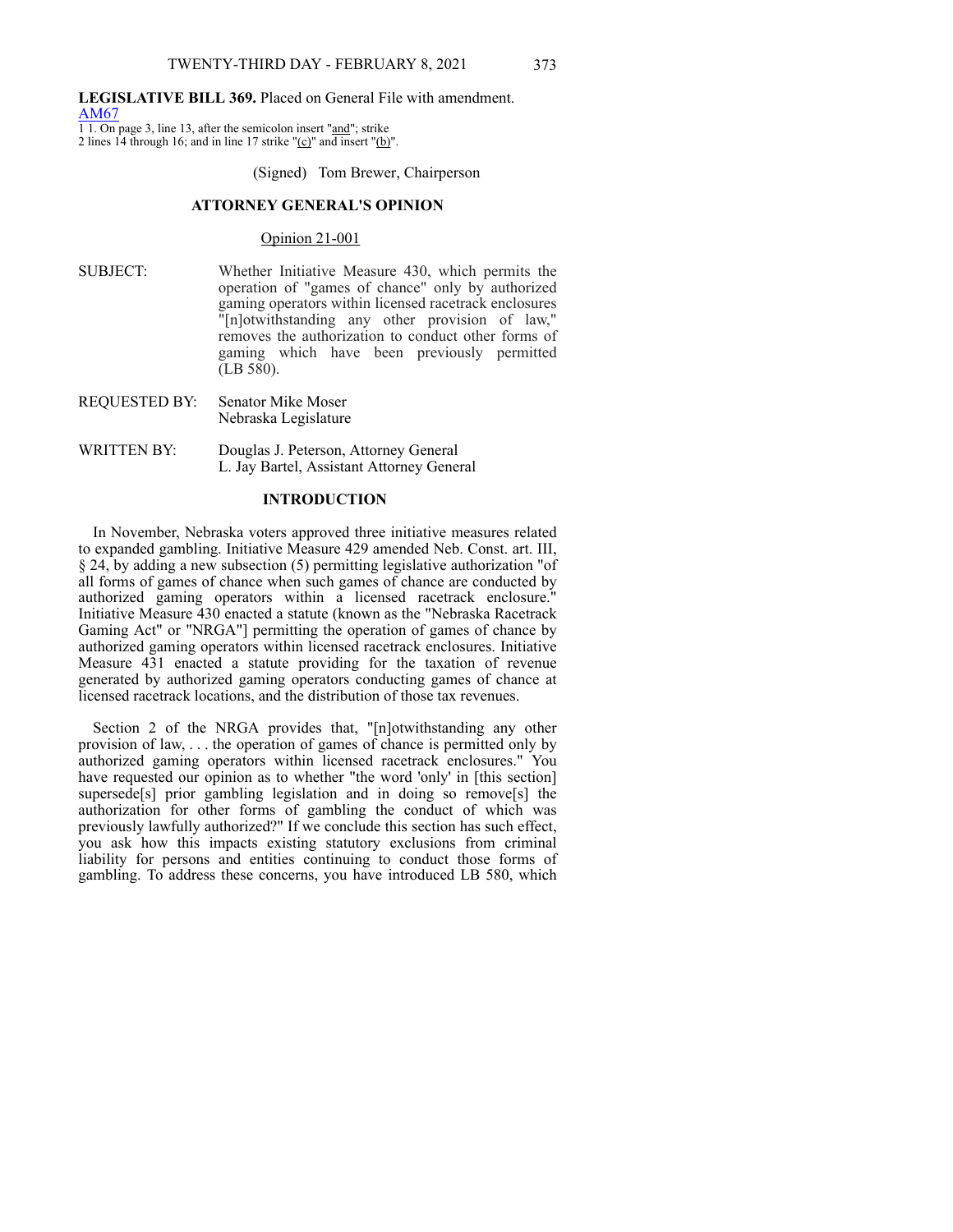**LEGISLATIVE BILL 369.** Placed on General File with amendment.

AM67

1 1. On page 3, line 13, after the semicolon insert "and"; strike
2 lines 14 through 16; and in line 17 strike "(c)" and insert "(b)".

(Signed) Tom Brewer, Chairperson

## ATTORNEY GENERAL'S OPINION

Opinion 21-001

| | |
|---|---|
| SUBJECT: | Whether Initiative Measure 430, which permits the operation of "games of chance" only by authorized gaming operators within licensed racetrack enclosures "[n]otwithstanding any other provision of law," removes the authorization to conduct other forms of gaming which have been previously permitted (LB 580). |
| REQUESTED BY: | Senator Mike Moser<br>Nebraska Legislature |
| WRITTEN BY: | Douglas J. Peterson, Attorney General<br>L. Jay Bartel, Assistant Attorney General |

## INTRODUCTION

In November, Nebraska voters approved three initiative measures related to expanded gambling. Initiative Measure 429 amended Neb. Const. art. III, § 24, by adding a new subsection (5) permitting legislative authorization "of all forms of games of chance when such games of chance are conducted by authorized gaming operators within a licensed racetrack enclosure." Initiative Measure 430 enacted a statute (known as the "Nebraska Racetrack Gaming Act" or "NRGA"] permitting the operation of games of chance by authorized gaming operators within licensed racetrack enclosures. Initiative Measure 431 enacted a statute providing for the taxation of revenue generated by authorized gaming operators conducting games of chance at licensed racetrack locations, and the distribution of those tax revenues.

Section 2 of the NRGA provides that, "[n]otwithstanding any other provision of law, . . . the operation of games of chance is permitted only by authorized gaming operators within licensed racetrack enclosures." You have requested our opinion as to whether "the word 'only' in [this section] supersede[s] prior gambling legislation and in doing so remove[s] the authorization for other forms of gambling the conduct of which was previously lawfully authorized?" If we conclude this section has such effect, you ask how this impacts existing statutory exclusions from criminal liability for persons and entities continuing to conduct those forms of gambling. To address these concerns, you have introduced LB 580, which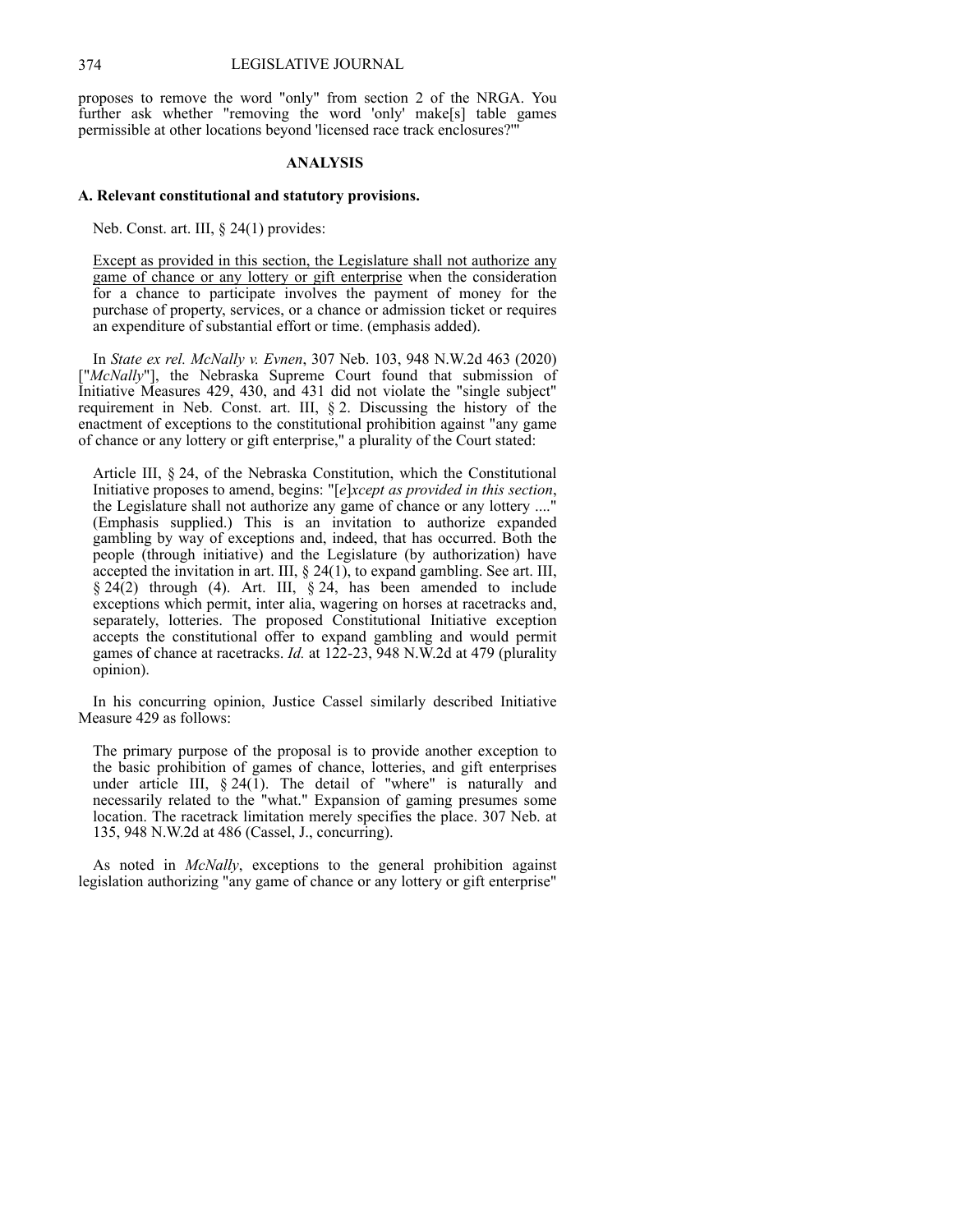proposes to remove the word "only" from section 2 of the NRGA. You further ask whether "removing the word 'only' make[s] table games permissible at other locations beyond 'licensed race track enclosures?'"

## ANALYSIS

### A. Relevant constitutional and statutory provisions.

Neb. Const. art. III, § 24(1) provides:

> <u>Except as provided in this section, the Legislature shall not authorize any game of chance or any lottery or gift enterprise</u> when the consideration for a chance to participate involves the payment of money for the purchase of property, services, or a chance or admission ticket or requires an expenditure of substantial effort or time. (emphasis added).

In *State ex rel. McNally v. Evnen*, 307 Neb. 103, 948 N.W.2d 463 (2020) ["*McNally*"], the Nebraska Supreme Court found that submission of Initiative Measures 429, 430, and 431 did not violate the "single subject" requirement in Neb. Const. art. III, § 2. Discussing the history of the enactment of exceptions to the constitutional prohibition against "any game of chance or any lottery or gift enterprise," a plurality of the Court stated:

> Article III, § 24, of the Nebraska Constitution, which the Constitutional Initiative proposes to amend, begins: "[*e*]*xcept as provided in this section*, the Legislature shall not authorize any game of chance or any lottery ...." (Emphasis supplied.) This is an invitation to authorize expanded gambling by way of exceptions and, indeed, that has occurred. Both the people (through initiative) and the Legislature (by authorization) have accepted the invitation in art. III, § 24(1), to expand gambling. See art. III, § 24(2) through (4). Art. III, § 24, has been amended to include exceptions which permit, inter alia, wagering on horses at racetracks and, separately, lotteries. The proposed Constitutional Initiative exception accepts the constitutional offer to expand gambling and would permit games of chance at racetracks. *Id.* at 122-23, 948 N.W.2d at 479 (plurality opinion).

In his concurring opinion, Justice Cassel similarly described Initiative Measure 429 as follows:

> The primary purpose of the proposal is to provide another exception to the basic prohibition of games of chance, lotteries, and gift enterprises under article III, § 24(1). The detail of "where" is naturally and necessarily related to the "what." Expansion of gaming presumes some location. The racetrack limitation merely specifies the place. 307 Neb. at 135, 948 N.W.2d at 486 (Cassel, J., concurring).

As noted in *McNally*, exceptions to the general prohibition against legislation authorizing "any game of chance or any lottery or gift enterprise"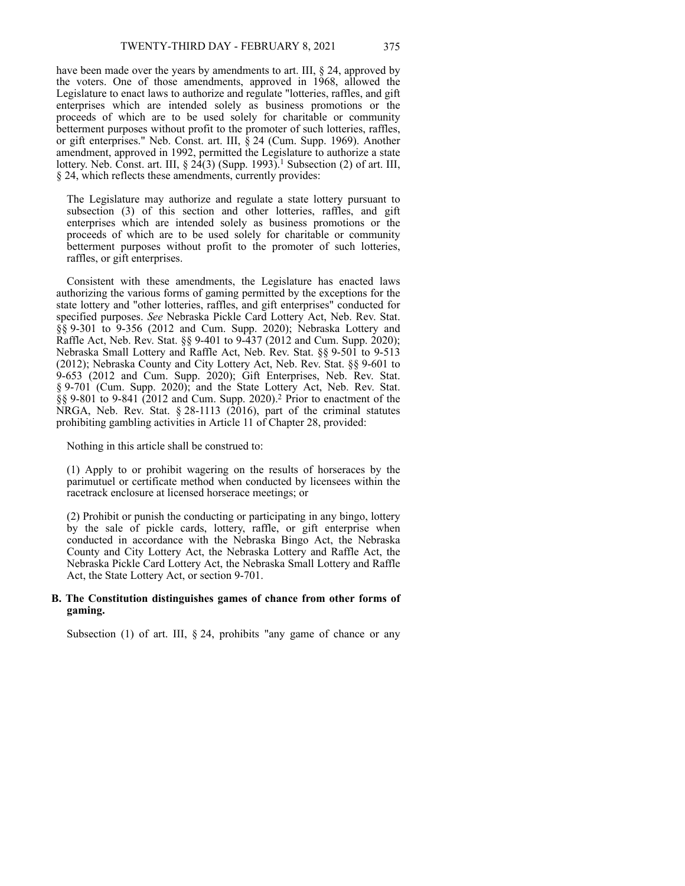have been made over the years by amendments to art. III, § 24, approved by the voters. One of those amendments, approved in 1968, allowed the Legislature to enact laws to authorize and regulate "lotteries, raffles, and gift enterprises which are intended solely as business promotions or the proceeds of which are to be used solely for charitable or community betterment purposes without profit to the promoter of such lotteries, raffles, or gift enterprises." Neb. Const. art. III, § 24 (Cum. Supp. 1969). Another amendment, approved in 1992, permitted the Legislature to authorize a state lottery. Neb. Const. art. III, § 24(3) (Supp. 1993).[1] Subsection (2) of art. III, § 24, which reflects these amendments, currently provides:

> The Legislature may authorize and regulate a state lottery pursuant to subsection (3) of this section and other lotteries, raffles, and gift enterprises which are intended solely as business promotions or the proceeds of which are to be used solely for charitable or community betterment purposes without profit to the promoter of such lotteries, raffles, or gift enterprises.

Consistent with these amendments, the Legislature has enacted laws authorizing the various forms of gaming permitted by the exceptions for the state lottery and "other lotteries, raffles, and gift enterprises" conducted for specified purposes. *See* Nebraska Pickle Card Lottery Act, Neb. Rev. Stat. §§ 9-301 to 9-356 (2012 and Cum. Supp. 2020); Nebraska Lottery and Raffle Act, Neb. Rev. Stat. §§ 9-401 to 9-437 (2012 and Cum. Supp. 2020); Nebraska Small Lottery and Raffle Act, Neb. Rev. Stat. §§ 9-501 to 9-513 (2012); Nebraska County and City Lottery Act, Neb. Rev. Stat. §§ 9-601 to 9-653 (2012 and Cum. Supp. 2020); Gift Enterprises, Neb. Rev. Stat. § 9-701 (Cum. Supp. 2020); and the State Lottery Act, Neb. Rev. Stat. §§ 9-801 to 9-841 (2012 and Cum. Supp. 2020).[2] Prior to enactment of the NRGA, Neb. Rev. Stat. § 28-1113 (2016), part of the criminal statutes prohibiting gambling activities in Article 11 of Chapter 28, provided:

> Nothing in this article shall be construed to:
>
> (1) Apply to or prohibit wagering on the results of horseraces by the parimutuel or certificate method when conducted by licensees within the racetrack enclosure at licensed horserace meetings; or
>
> (2) Prohibit or punish the conducting or participating in any bingo, lottery by the sale of pickle cards, lottery, raffle, or gift enterprise when conducted in accordance with the Nebraska Bingo Act, the Nebraska County and City Lottery Act, the Nebraska Lottery and Raffle Act, the Nebraska Pickle Card Lottery Act, the Nebraska Small Lottery and Raffle Act, the State Lottery Act, or section 9-701.

### B. The Constitution distinguishes games of chance from other forms of gaming.

Subsection (1) of art. III, § 24, prohibits "any game of chance or any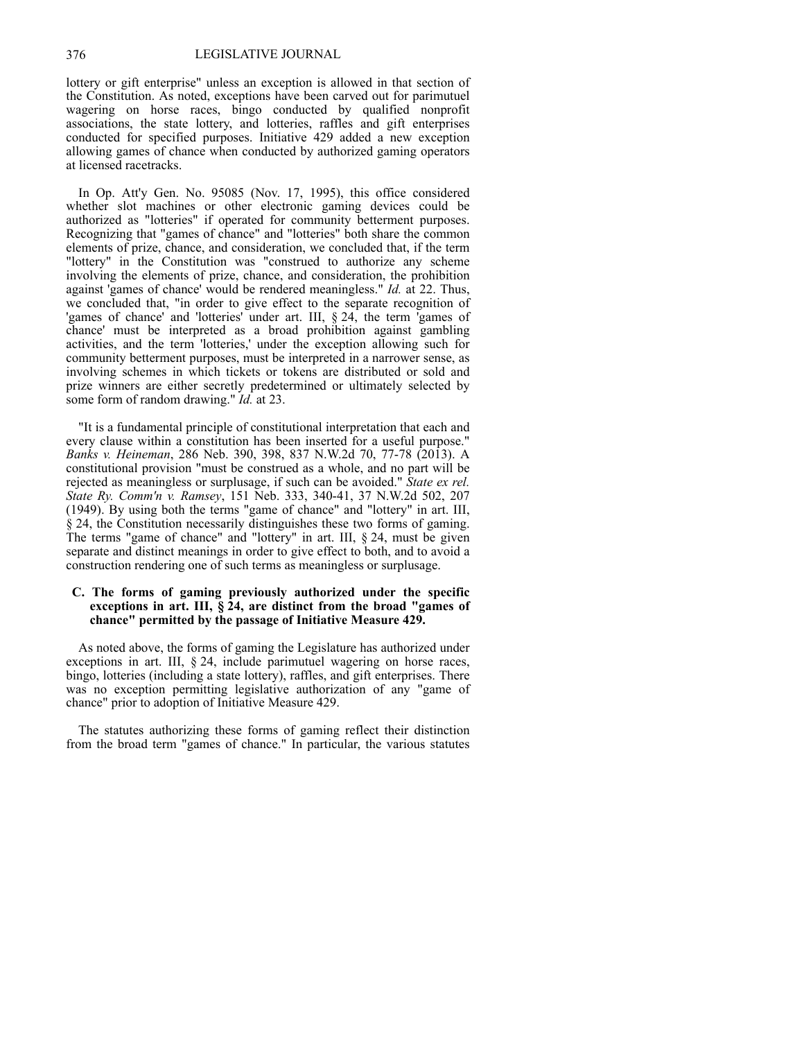lottery or gift enterprise" unless an exception is allowed in that section of the Constitution. As noted, exceptions have been carved out for parimutuel wagering on horse races, bingo conducted by qualified nonprofit associations, the state lottery, and lotteries, raffles and gift enterprises conducted for specified purposes. Initiative 429 added a new exception allowing games of chance when conducted by authorized gaming operators at licensed racetracks.

In Op. Att'y Gen. No. 95085 (Nov. 17, 1995), this office considered whether slot machines or other electronic gaming devices could be authorized as "lotteries" if operated for community betterment purposes. Recognizing that "games of chance" and "lotteries" both share the common elements of prize, chance, and consideration, we concluded that, if the term "lottery" in the Constitution was "construed to authorize any scheme involving the elements of prize, chance, and consideration, the prohibition against 'games of chance' would be rendered meaningless." *Id.* at 22. Thus, we concluded that, "in order to give effect to the separate recognition of 'games of chance' and 'lotteries' under art. III, § 24, the term 'games of chance' must be interpreted as a broad prohibition against gambling activities, and the term 'lotteries,' under the exception allowing such for community betterment purposes, must be interpreted in a narrower sense, as involving schemes in which tickets or tokens are distributed or sold and prize winners are either secretly predetermined or ultimately selected by some form of random drawing." *Id.* at 23.

"It is a fundamental principle of constitutional interpretation that each and every clause within a constitution has been inserted for a useful purpose." *Banks v. Heineman*, 286 Neb. 390, 398, 837 N.W.2d 70, 77-78 (2013). A constitutional provision "must be construed as a whole, and no part will be rejected as meaningless or surplusage, if such can be avoided." *State ex rel. State Ry. Comm'n v. Ramsey*, 151 Neb. 333, 340-41, 37 N.W.2d 502, 207 (1949). By using both the terms "game of chance" and "lottery" in art. III, § 24, the Constitution necessarily distinguishes these two forms of gaming. The terms "game of chance" and "lottery" in art. III, § 24, must be given separate and distinct meanings in order to give effect to both, and to avoid a construction rendering one of such terms as meaningless or surplusage.

**C. The forms of gaming previously authorized under the specific exceptions in art. III, § 24, are distinct from the broad "games of chance" permitted by the passage of Initiative Measure 429.**

As noted above, the forms of gaming the Legislature has authorized under exceptions in art. III, § 24, include parimutuel wagering on horse races, bingo, lotteries (including a state lottery), raffles, and gift enterprises. There was no exception permitting legislative authorization of any "game of chance" prior to adoption of Initiative Measure 429.

The statutes authorizing these forms of gaming reflect their distinction from the broad term "games of chance." In particular, the various statutes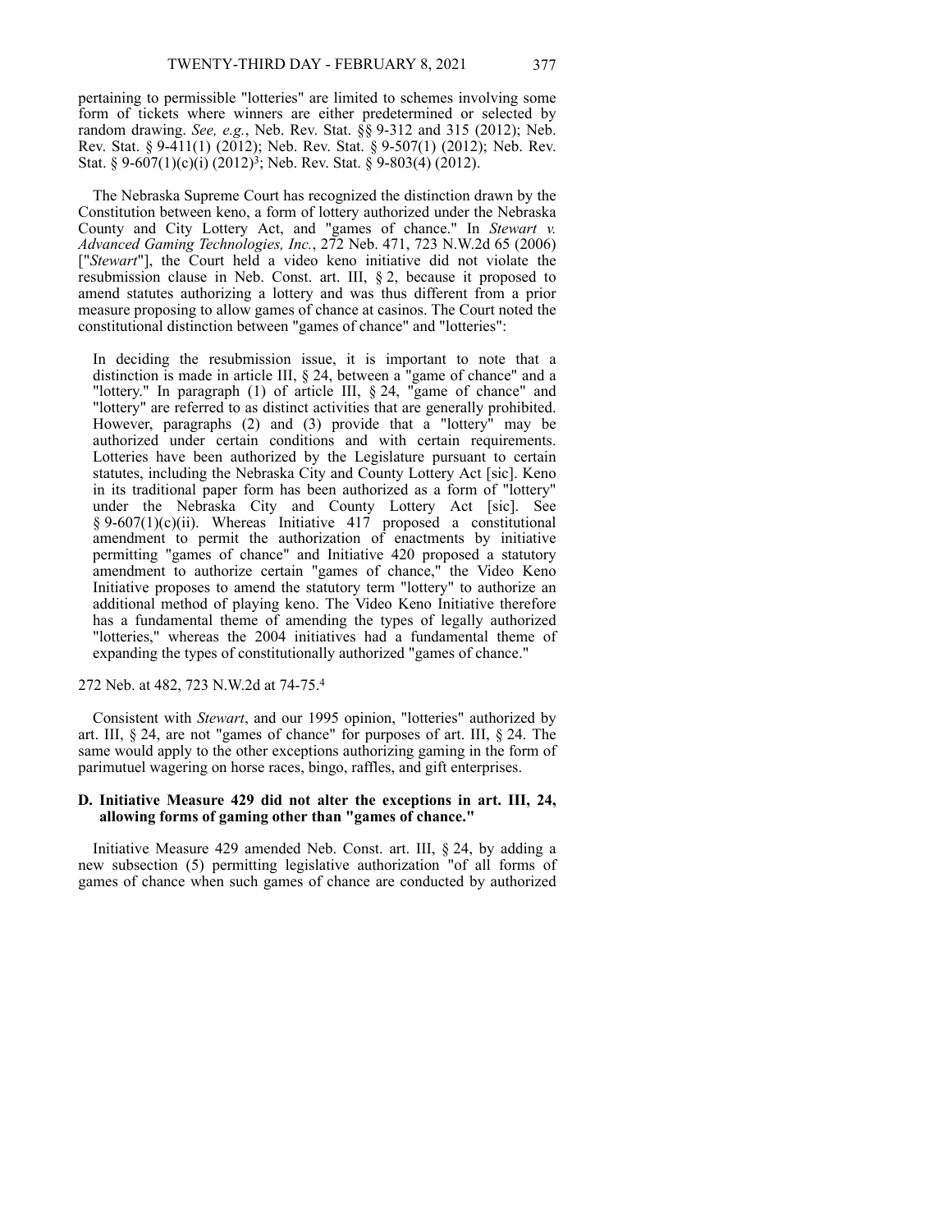pertaining to permissible "lotteries" are limited to schemes involving some form of tickets where winners are either predetermined or selected by random drawing. *See, e.g.*, Neb. Rev. Stat. §§ 9-312 and 315 (2012); Neb. Rev. Stat. § 9-411(1) (2012); Neb. Rev. Stat. § 9-507(1) (2012); Neb. Rev. Stat. § 9-607(1)(c)(i) (2012)[3]; Neb. Rev. Stat. § 9-803(4) (2012).

The Nebraska Supreme Court has recognized the distinction drawn by the Constitution between keno, a form of lottery authorized under the Nebraska County and City Lottery Act, and "games of chance." In *Stewart v. Advanced Gaming Technologies, Inc.*, 272 Neb. 471, 723 N.W.2d 65 (2006) ["*Stewart*"], the Court held a video keno initiative did not violate the resubmission clause in Neb. Const. art. III, § 2, because it proposed to amend statutes authorizing a lottery and was thus different from a prior measure proposing to allow games of chance at casinos. The Court noted the constitutional distinction between "games of chance" and "lotteries":

> In deciding the resubmission issue, it is important to note that a distinction is made in article III, § 24, between a "game of chance" and a "lottery." In paragraph (1) of article III, § 24, "game of chance" and "lottery" are referred to as distinct activities that are generally prohibited. However, paragraphs (2) and (3) provide that a "lottery" may be authorized under certain conditions and with certain requirements. Lotteries have been authorized by the Legislature pursuant to certain statutes, including the Nebraska City and County Lottery Act [sic]. Keno in its traditional paper form has been authorized as a form of "lottery" under the Nebraska City and County Lottery Act [sic]. See § 9-607(1)(c)(ii). Whereas Initiative 417 proposed a constitutional amendment to permit the authorization of enactments by initiative permitting "games of chance" and Initiative 420 proposed a statutory amendment to authorize certain "games of chance," the Video Keno Initiative proposes to amend the statutory term "lottery" to authorize an additional method of playing keno. The Video Keno Initiative therefore has a fundamental theme of amending the types of legally authorized "lotteries," whereas the 2004 initiatives had a fundamental theme of expanding the types of constitutionally authorized "games of chance."

272 Neb. at 482, 723 N.W.2d at 74-75.[4]

Consistent with *Stewart*, and our 1995 opinion, "lotteries" authorized by art. III, § 24, are not "games of chance" for purposes of art. III, § 24. The same would apply to the other exceptions authorizing gaming in the form of parimutuel wagering on horse races, bingo, raffles, and gift enterprises.

### D. Initiative Measure 429 did not alter the exceptions in art. III, 24, allowing forms of gaming other than "games of chance."

Initiative Measure 429 amended Neb. Const. art. III, § 24, by adding a new subsection (5) permitting legislative authorization "of all forms of games of chance when such games of chance are conducted by authorized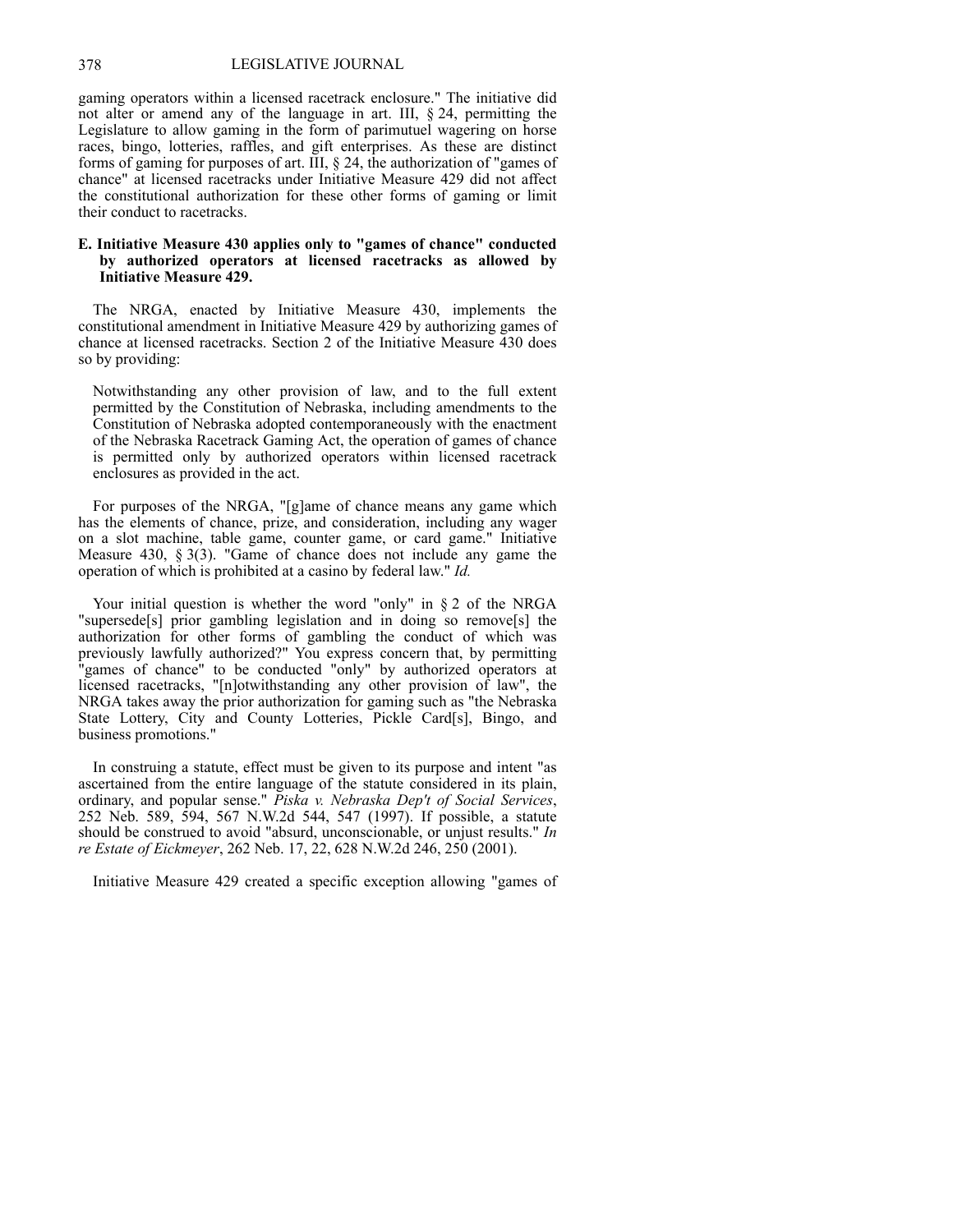gaming operators within a licensed racetrack enclosure." The initiative did not alter or amend any of the language in art. III, § 24, permitting the Legislature to allow gaming in the form of parimutuel wagering on horse races, bingo, lotteries, raffles, and gift enterprises. As these are distinct forms of gaming for purposes of art. III, § 24, the authorization of "games of chance" at licensed racetracks under Initiative Measure 429 did not affect the constitutional authorization for these other forms of gaming or limit their conduct to racetracks.

**E. Initiative Measure 430 applies only to "games of chance" conducted by authorized operators at licensed racetracks as allowed by Initiative Measure 429.**

The NRGA, enacted by Initiative Measure 430, implements the constitutional amendment in Initiative Measure 429 by authorizing games of chance at licensed racetracks. Section 2 of the Initiative Measure 430 does so by providing:

> Notwithstanding any other provision of law, and to the full extent permitted by the Constitution of Nebraska, including amendments to the Constitution of Nebraska adopted contemporaneously with the enactment of the Nebraska Racetrack Gaming Act, the operation of games of chance is permitted only by authorized operators within licensed racetrack enclosures as provided in the act.

For purposes of the NRGA, "[g]ame of chance means any game which has the elements of chance, prize, and consideration, including any wager on a slot machine, table game, counter game, or card game." Initiative Measure 430, § 3(3). "Game of chance does not include any game the operation of which is prohibited at a casino by federal law." *Id.*

Your initial question is whether the word "only" in § 2 of the NRGA "supersede[s] prior gambling legislation and in doing so remove[s] the authorization for other forms of gambling the conduct of which was previously lawfully authorized?" You express concern that, by permitting "games of chance" to be conducted "only" by authorized operators at licensed racetracks, "[n]otwithstanding any other provision of law", the NRGA takes away the prior authorization for gaming such as "the Nebraska State Lottery, City and County Lotteries, Pickle Card[s], Bingo, and business promotions."

In construing a statute, effect must be given to its purpose and intent "as ascertained from the entire language of the statute considered in its plain, ordinary, and popular sense." *Piska v. Nebraska Dep't of Social Services*, 252 Neb. 589, 594, 567 N.W.2d 544, 547 (1997). If possible, a statute should be construed to avoid "absurd, unconscionable, or unjust results." *In re Estate of Eickmeyer*, 262 Neb. 17, 22, 628 N.W.2d 246, 250 (2001).

Initiative Measure 429 created a specific exception allowing "games of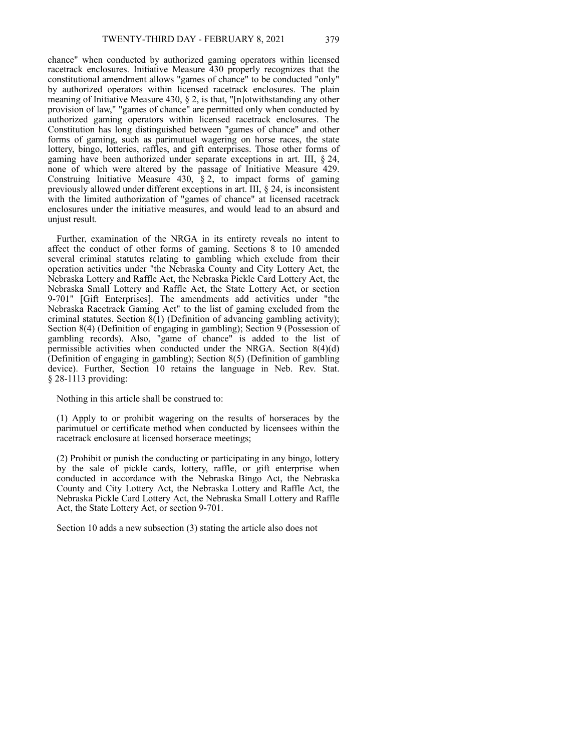chance" when conducted by authorized gaming operators within licensed racetrack enclosures. Initiative Measure 430 properly recognizes that the constitutional amendment allows "games of chance" to be conducted "only" by authorized operators within licensed racetrack enclosures. The plain meaning of Initiative Measure 430, § 2, is that, "[n]otwithstanding any other provision of law," "games of chance" are permitted only when conducted by authorized gaming operators within licensed racetrack enclosures. The Constitution has long distinguished between "games of chance" and other forms of gaming, such as parimutuel wagering on horse races, the state lottery, bingo, lotteries, raffles, and gift enterprises. Those other forms of gaming have been authorized under separate exceptions in art. III, § 24, none of which were altered by the passage of Initiative Measure 429. Construing Initiative Measure 430, § 2, to impact forms of gaming previously allowed under different exceptions in art. III, § 24, is inconsistent with the limited authorization of "games of chance" at licensed racetrack enclosures under the initiative measures, and would lead to an absurd and unjust result.

Further, examination of the NRGA in its entirety reveals no intent to affect the conduct of other forms of gaming. Sections 8 to 10 amended several criminal statutes relating to gambling which exclude from their operation activities under "the Nebraska County and City Lottery Act, the Nebraska Lottery and Raffle Act, the Nebraska Pickle Card Lottery Act, the Nebraska Small Lottery and Raffle Act, the State Lottery Act, or section 9-701" [Gift Enterprises]. The amendments add activities under "the Nebraska Racetrack Gaming Act" to the list of gaming excluded from the criminal statutes. Section 8(1) (Definition of advancing gambling activity); Section 8(4) (Definition of engaging in gambling); Section 9 (Possession of gambling records). Also, "game of chance" is added to the list of permissible activities when conducted under the NRGA. Section 8(4)(d) (Definition of engaging in gambling); Section 8(5) (Definition of gambling device). Further, Section 10 retains the language in Neb. Rev. Stat. § 28-1113 providing:

Nothing in this article shall be construed to:

(1) Apply to or prohibit wagering on the results of horseraces by the parimutuel or certificate method when conducted by licensees within the racetrack enclosure at licensed horserace meetings;

(2) Prohibit or punish the conducting or participating in any bingo, lottery by the sale of pickle cards, lottery, raffle, or gift enterprise when conducted in accordance with the Nebraska Bingo Act, the Nebraska County and City Lottery Act, the Nebraska Lottery and Raffle Act, the Nebraska Pickle Card Lottery Act, the Nebraska Small Lottery and Raffle Act, the State Lottery Act, or section 9-701.

Section 10 adds a new subsection (3) stating the article also does not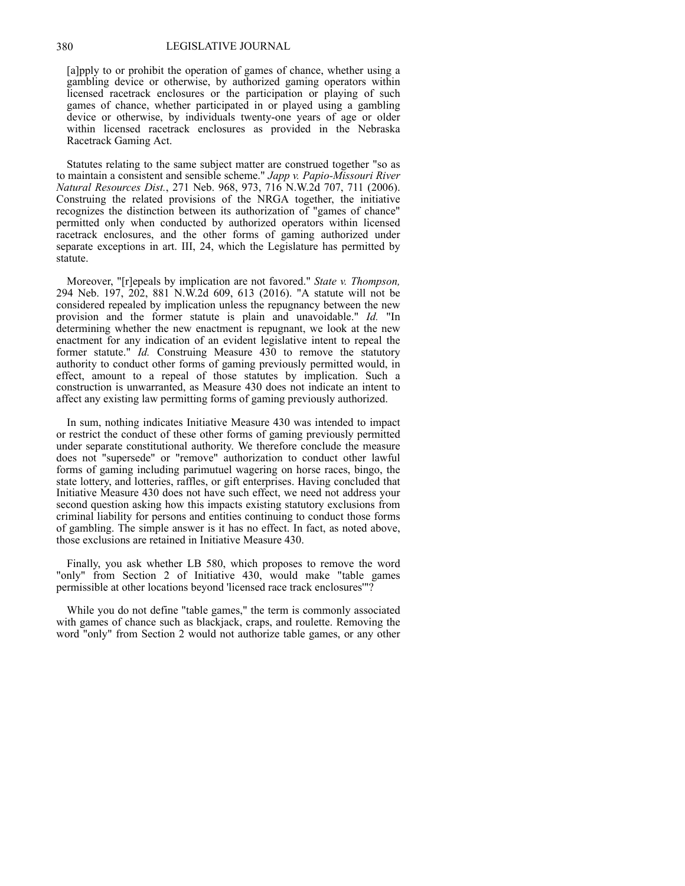> [a]pply to or prohibit the operation of games of chance, whether using a gambling device or otherwise, by authorized gaming operators within licensed racetrack enclosures or the participation or playing of such games of chance, whether participated in or played using a gambling device or otherwise, by individuals twenty-one years of age or older within licensed racetrack enclosures as provided in the Nebraska Racetrack Gaming Act.

Statutes relating to the same subject matter are construed together "so as to maintain a consistent and sensible scheme." *Japp v. Papio-Missouri River Natural Resources Dist.*, 271 Neb. 968, 973, 716 N.W.2d 707, 711 (2006). Construing the related provisions of the NRGA together, the initiative recognizes the distinction between its authorization of "games of chance" permitted only when conducted by authorized operators within licensed racetrack enclosures, and the other forms of gaming authorized under separate exceptions in art. III, 24, which the Legislature has permitted by statute.

Moreover, "[r]epeals by implication are not favored." *State v. Thompson,* 294 Neb. 197, 202, 881 N.W.2d 609, 613 (2016). "A statute will not be considered repealed by implication unless the repugnancy between the new provision and the former statute is plain and unavoidable." *Id.* "In determining whether the new enactment is repugnant, we look at the new enactment for any indication of an evident legislative intent to repeal the former statute." *Id.* Construing Measure 430 to remove the statutory authority to conduct other forms of gaming previously permitted would, in effect, amount to a repeal of those statutes by implication. Such a construction is unwarranted, as Measure 430 does not indicate an intent to affect any existing law permitting forms of gaming previously authorized.

In sum, nothing indicates Initiative Measure 430 was intended to impact or restrict the conduct of these other forms of gaming previously permitted under separate constitutional authority. We therefore conclude the measure does not "supersede" or "remove" authorization to conduct other lawful forms of gaming including parimutuel wagering on horse races, bingo, the state lottery, and lotteries, raffles, or gift enterprises. Having concluded that Initiative Measure 430 does not have such effect, we need not address your second question asking how this impacts existing statutory exclusions from criminal liability for persons and entities continuing to conduct those forms of gambling. The simple answer is it has no effect. In fact, as noted above, those exclusions are retained in Initiative Measure 430.

Finally, you ask whether LB 580, which proposes to remove the word "only" from Section 2 of Initiative 430, would make "table games permissible at other locations beyond 'licensed race track enclosures'"?

While you do not define "table games," the term is commonly associated with games of chance such as blackjack, craps, and roulette. Removing the word "only" from Section 2 would not authorize table games, or any other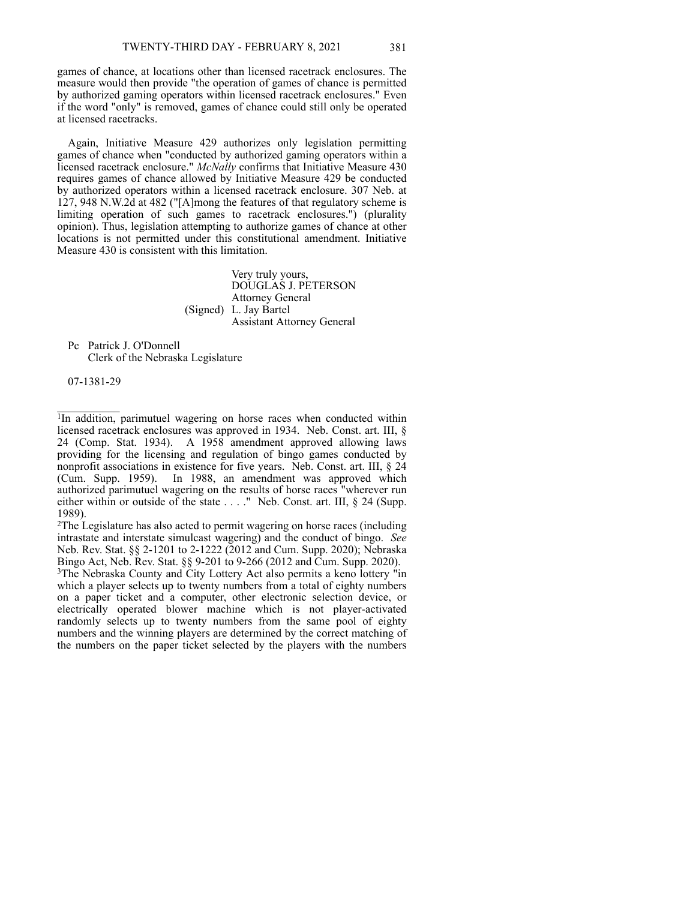games of chance, at locations other than licensed racetrack enclosures. The measure would then provide "the operation of games of chance is permitted by authorized gaming operators within licensed racetrack enclosures." Even if the word "only" is removed, games of chance could still only be operated at licensed racetracks.

Again, Initiative Measure 429 authorizes only legislation permitting games of chance when "conducted by authorized gaming operators within a licensed racetrack enclosure." *McNally* confirms that Initiative Measure 430 requires games of chance allowed by Initiative Measure 429 be conducted by authorized operators within a licensed racetrack enclosure. 307 Neb. at 127, 948 N.W.2d at 482 ("[A]mong the features of that regulatory scheme is limiting operation of such games to racetrack enclosures.") (plurality opinion). Thus, legislation attempting to authorize games of chance at other locations is not permitted under this constitutional amendment. Initiative Measure 430 is consistent with this limitation.

Very truly yours,
DOUGLAS J. PETERSON
Attorney General
(Signed) L. Jay Bartel
Assistant Attorney General

Pc Patrick J. O'Donnell
Clerk of the Nebraska Legislature

07-1381-29

---

[1] In addition, parimutuel wagering on horse races when conducted within licensed racetrack enclosures was approved in 1934. Neb. Const. art. III, § 24 (Comp. Stat. 1934). A 1958 amendment approved allowing laws providing for the licensing and regulation of bingo games conducted by nonprofit associations in existence for five years. Neb. Const. art. III, § 24 (Cum. Supp. 1959). In 1988, an amendment was approved which authorized parimutuel wagering on the results of horse races "wherever run either within or outside of the state . . . ." Neb. Const. art. III, § 24 (Supp. 1989).

[2] The Legislature has also acted to permit wagering on horse races (including intrastate and interstate simulcast wagering) and the conduct of bingo. *See* Neb. Rev. Stat. §§ 2-1201 to 2-1222 (2012 and Cum. Supp. 2020); Nebraska Bingo Act, Neb. Rev. Stat. §§ 9-201 to 9-266 (2012 and Cum. Supp. 2020).

[3] The Nebraska County and City Lottery Act also permits a keno lottery "in which a player selects up to twenty numbers from a total of eighty numbers on a paper ticket and a computer, other electronic selection device, or electrically operated blower machine which is not player-activated randomly selects up to twenty numbers from the same pool of eighty numbers and the winning players are determined by the correct matching of the numbers on the paper ticket selected by the players with the numbers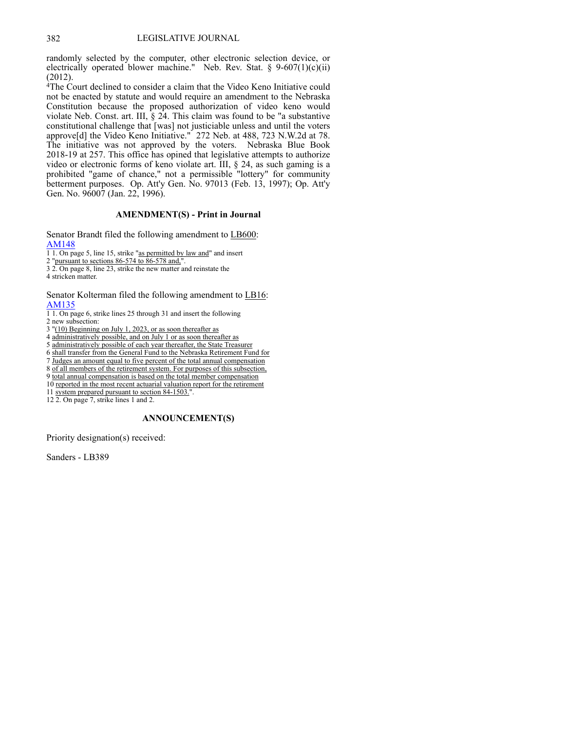randomly selected by the computer, other electronic selection device, or electrically operated blower machine." Neb. Rev. Stat. § 9-607(1)(c)(ii) (2012).

[4]The Court declined to consider a claim that the Video Keno Initiative could not be enacted by statute and would require an amendment to the Nebraska Constitution because the proposed authorization of video keno would violate Neb. Const. art. III, § 24. This claim was found to be "a substantive constitutional challenge that [was] not justiciable unless and until the voters approve[d] the Video Keno Initiative." 272 Neb. at 488, 723 N.W.2d at 78. The initiative was not approved by the voters. Nebraska Blue Book 2018-19 at 257. This office has opined that legislative attempts to authorize video or electronic forms of keno violate art. III, § 24, as such gaming is a prohibited "game of chance," not a permissible "lottery" for community betterment purposes. Op. Att'y Gen. No. 97013 (Feb. 13, 1997); Op. Att'y Gen. No. 96007 (Jan. 22, 1996).

## AMENDMENT(S) - Print in Journal

Senator Brandt filed the following amendment to LB600:
AM148

1 1. On page 5, line 15, strike "as permitted by law and" and insert
2 "pursuant to sections 86-574 to 86-578 and,".
3 2. On page 8, line 23, strike the new matter and reinstate the
4 stricken matter.

Senator Kolterman filed the following amendment to LB16:
AM135

1 1. On page 6, strike lines 25 through 31 and insert the following
2 new subsection:
3 "(10) Beginning on July 1, 2023, or as soon thereafter as
4 administratively possible, and on July 1 or as soon thereafter as
5 administratively possible of each year thereafter, the State Treasurer
6 shall transfer from the General Fund to the Nebraska Retirement Fund for
7 Judges an amount equal to five percent of the total annual compensation
8 of all members of the retirement system. For purposes of this subsection,
9 total annual compensation is based on the total member compensation
10 reported in the most recent actuarial valuation report for the retirement
11 system prepared pursuant to section 84-1503.".
12 2. On page 7, strike lines 1 and 2.

## ANNOUNCEMENT(S)

Priority designation(s) received:

Sanders - LB389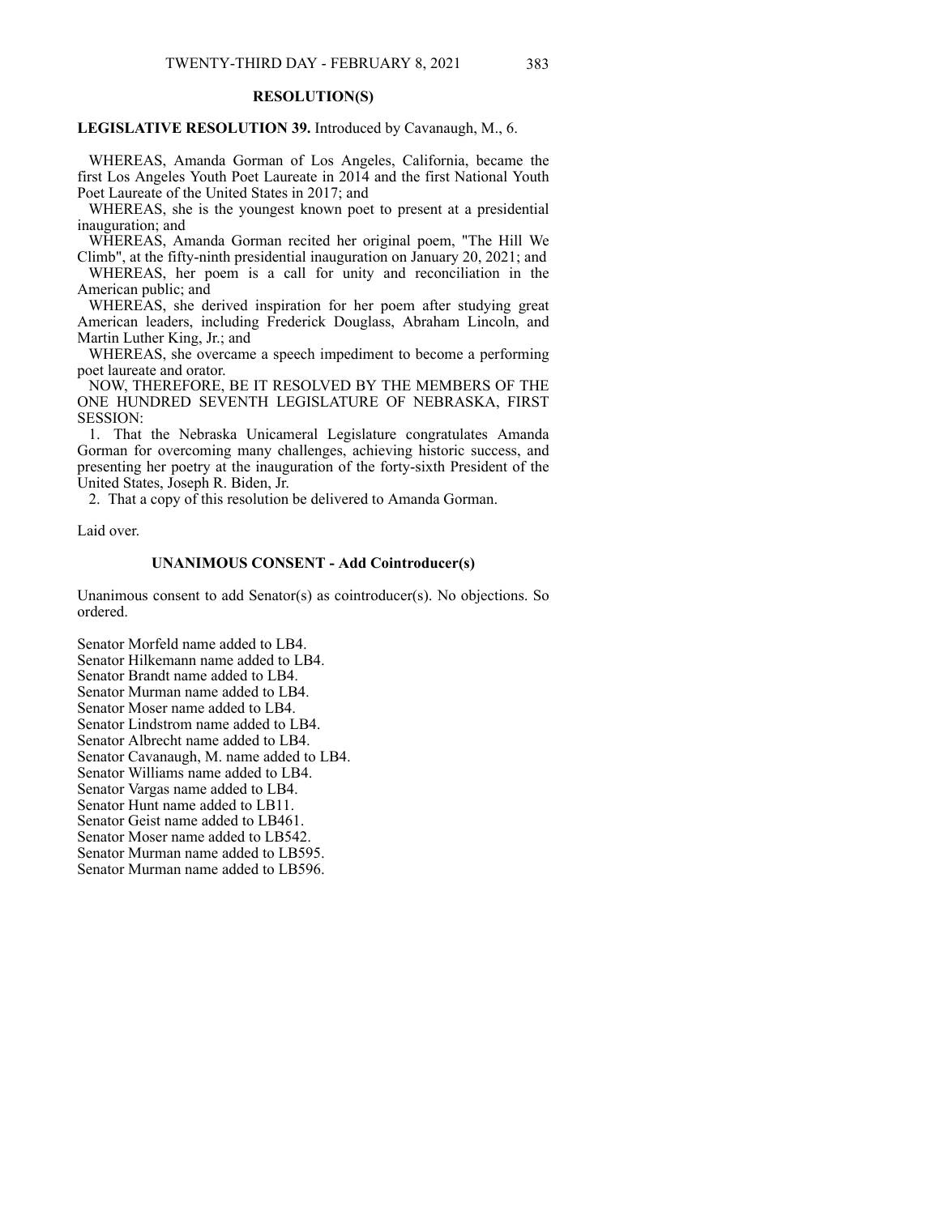## RESOLUTION(S)

**LEGISLATIVE RESOLUTION 39.** Introduced by Cavanaugh, M., 6.

WHEREAS, Amanda Gorman of Los Angeles, California, became the first Los Angeles Youth Poet Laureate in 2014 and the first National Youth Poet Laureate of the United States in 2017; and

WHEREAS, she is the youngest known poet to present at a presidential inauguration; and

WHEREAS, Amanda Gorman recited her original poem, "The Hill We Climb", at the fifty-ninth presidential inauguration on January 20, 2021; and

WHEREAS, her poem is a call for unity and reconciliation in the American public; and

WHEREAS, she derived inspiration for her poem after studying great American leaders, including Frederick Douglass, Abraham Lincoln, and Martin Luther King, Jr.; and

WHEREAS, she overcame a speech impediment to become a performing poet laureate and orator.

NOW, THEREFORE, BE IT RESOLVED BY THE MEMBERS OF THE ONE HUNDRED SEVENTH LEGISLATURE OF NEBRASKA, FIRST SESSION:

1. That the Nebraska Unicameral Legislature congratulates Amanda Gorman for overcoming many challenges, achieving historic success, and presenting her poetry at the inauguration of the forty-sixth President of the United States, Joseph R. Biden, Jr.

2. That a copy of this resolution be delivered to Amanda Gorman.

Laid over.

## UNANIMOUS CONSENT - Add Cointroducer(s)

Unanimous consent to add Senator(s) as cointroducer(s). No objections. So ordered.

Senator Morfeld name added to LB4.
Senator Hilkemann name added to LB4.
Senator Brandt name added to LB4.
Senator Murman name added to LB4.
Senator Moser name added to LB4.
Senator Lindstrom name added to LB4.
Senator Albrecht name added to LB4.
Senator Cavanaugh, M. name added to LB4.
Senator Williams name added to LB4.
Senator Vargas name added to LB4.
Senator Hunt name added to LB11.
Senator Geist name added to LB461.
Senator Moser name added to LB542.
Senator Murman name added to LB595.
Senator Murman name added to LB596.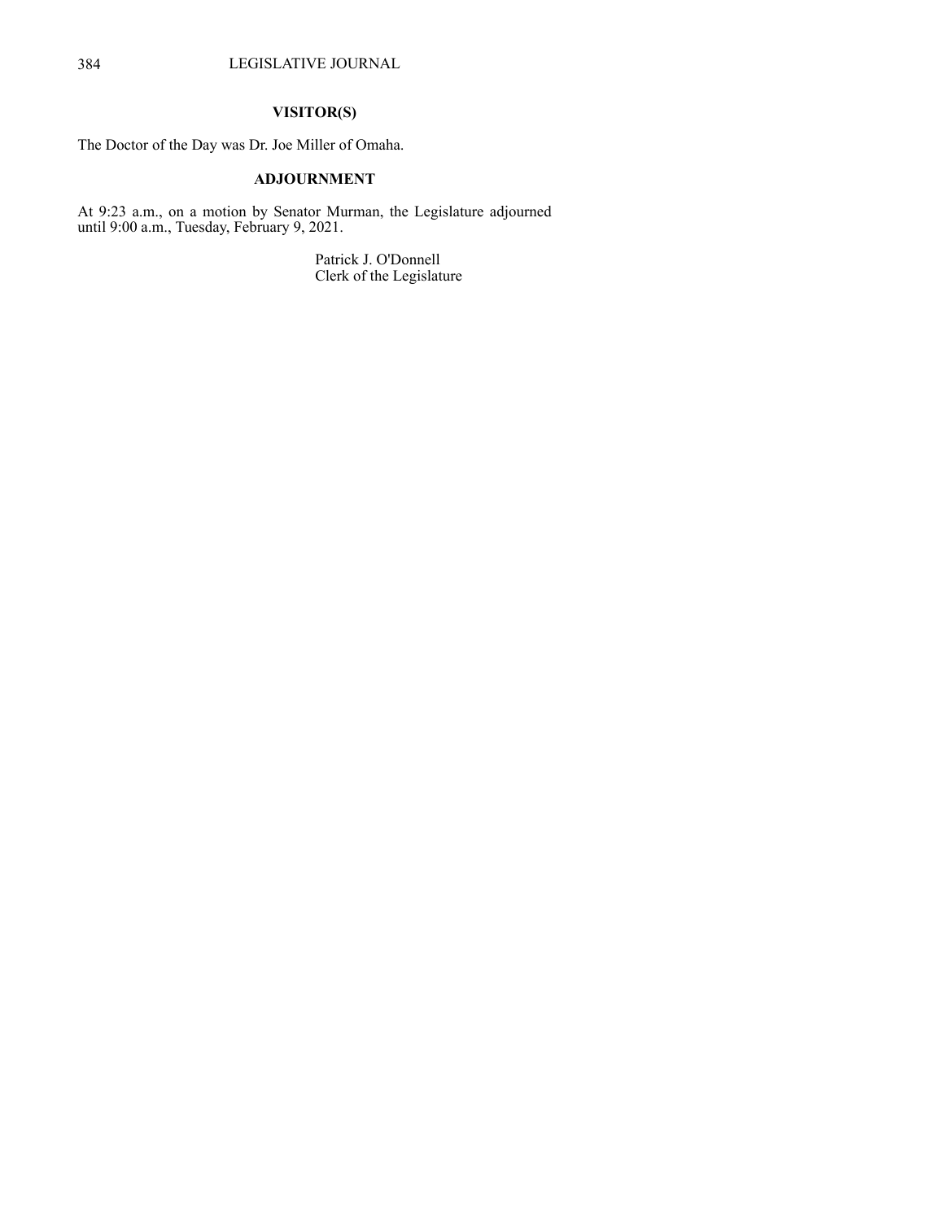## VISITOR(S)

The Doctor of the Day was Dr. Joe Miller of Omaha.

## ADJOURNMENT

At 9:23 a.m., on a motion by Senator Murman, the Legislature adjourned until 9:00 a.m., Tuesday, February 9, 2021.

Patrick J. O'Donnell
Clerk of the Legislature